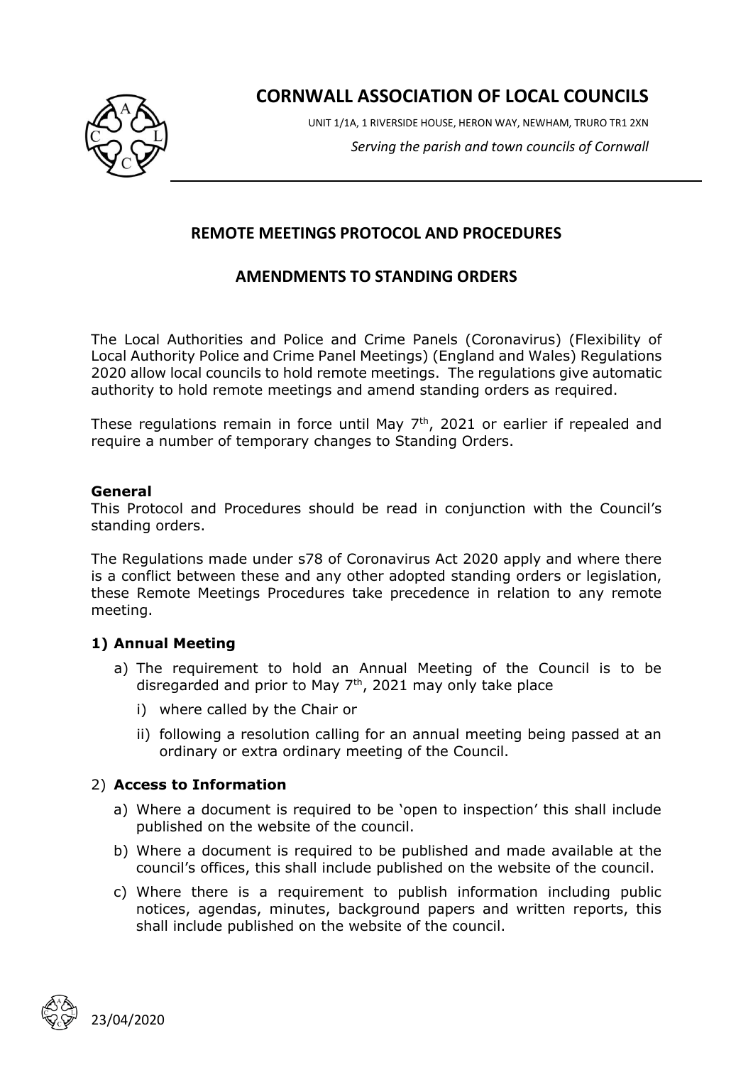# CORNWALL ASSOCIATION OF LOCAL COUNCILS

UNIT 1/1A, 1 RIVERSIDE HOUSE, HERON WAY, NEWHAM, TRURO TR1 2XN

*Serving the parish and town councils of Cornwall*

## REMOTE MEETINGS PROTOCOL AND PROCEDURES

## AMENDMENTS TO STANDING ORDERS

The Local Authorities and Police and Crime Panels (Coronavirus) (Flexibility of Local Authority Police and Crime Panel Meetings) (England and Wales) Regulations 2020 allow local councils to hold remote meetings. The regulations give automatic authority to hold remote meetings and amend standing orders as required.

These regulations remain in force until May 7th, 2021 or earlier if repealed and require a number of temporary changes to Standing Orders.

### General

This Protocol and Procedures should be read in conjunction with the Council's standing orders.

The Regulations made under s78 of Coronavirus Act 2020 apply and where there is a conflict between these and any other adopted standing orders or legislation, these Remote Meetings Procedures take precedence in relation to any remote meeting.

### 1) Annual Meeting

a) The requirement to hold an Annual Meeting of the Council is to be disregarded and prior to May 7th, 2021 may only take place
   i) where called by the Chair or
   ii) following a resolution calling for an annual meeting being passed at an ordinary or extra ordinary meeting of the Council.

### 2) Access to Information

a) Where a document is required to be 'open to inspection' this shall include published on the website of the council.

b) Where a document is required to be published and made available at the council's offices, this shall include published on the website of the council.

c) Where there is a requirement to publish information including public notices, agendas, minutes, background papers and written reports, this shall include published on the website of the council.

23/04/2020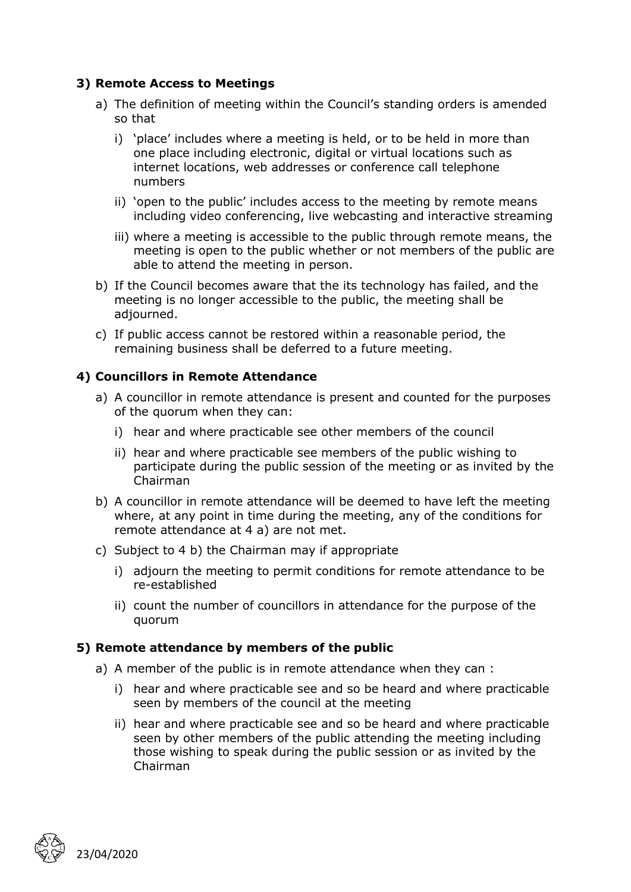### 3) Remote Access to Meetings

a) The definition of meeting within the Council's standing orders is amended so that

  i) 'place' includes where a meeting is held, or to be held in more than one place including electronic, digital or virtual locations such as internet locations, web addresses or conference call telephone numbers

  ii) 'open to the public' includes access to the meeting by remote means including video conferencing, live webcasting and interactive streaming

  iii) where a meeting is accessible to the public through remote means, the meeting is open to the public whether or not members of the public are able to attend the meeting in person.

b) If the Council becomes aware that the its technology has failed, and the meeting is no longer accessible to the public, the meeting shall be adjourned.

c) If public access cannot be restored within a reasonable period, the remaining business shall be deferred to a future meeting.

### 4) Councillors in Remote Attendance

a) A councillor in remote attendance is present and counted for the purposes of the quorum when they can:

  i) hear and where practicable see other members of the council

  ii) hear and where practicable see members of the public wishing to participate during the public session of the meeting or as invited by the Chairman

b) A councillor in remote attendance will be deemed to have left the meeting where, at any point in time during the meeting, any of the conditions for remote attendance at 4 a) are not met.

c) Subject to 4 b) the Chairman may if appropriate

  i) adjourn the meeting to permit conditions for remote attendance to be re-established

  ii) count the number of councillors in attendance for the purpose of the quorum

### 5) Remote attendance by members of the public

a) A member of the public is in remote attendance when they can :

  i) hear and where practicable see and so be heard and where practicable seen by members of the council at the meeting

  ii) hear and where practicable see and so be heard and where practicable seen by other members of the public attending the meeting including those wishing to speak during the public session or as invited by the Chairman

23/04/2020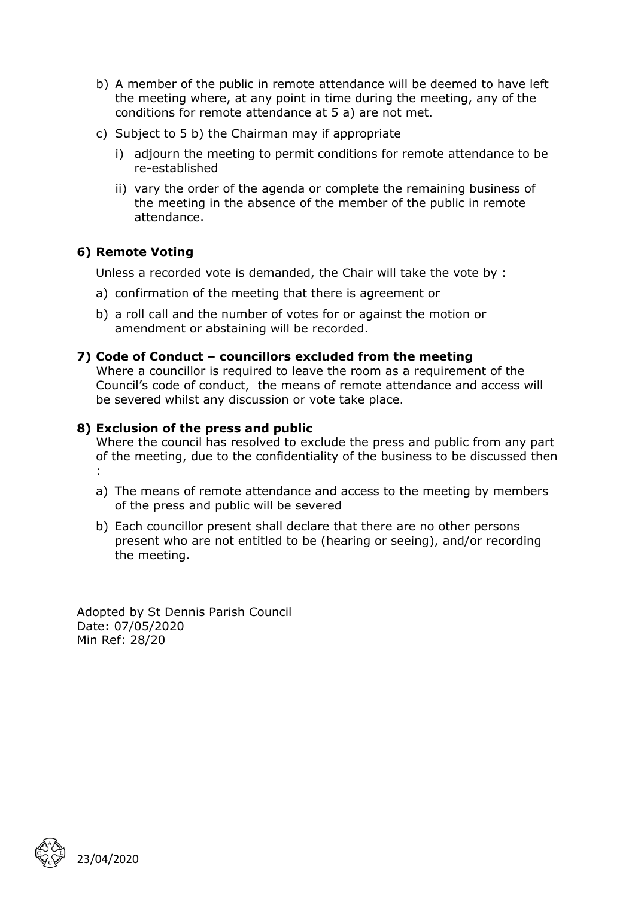b) A member of the public in remote attendance will be deemed to have left the meeting where, at any point in time during the meeting, any of the conditions for remote attendance at 5 a) are not met.

c) Subject to 5 b) the Chairman may if appropriate

   i) adjourn the meeting to permit conditions for remote attendance to be re-established

   ii) vary the order of the agenda or complete the remaining business of the meeting in the absence of the member of the public in remote attendance.

**6) Remote Voting**

Unless a recorded vote is demanded, the Chair will take the vote by :

a) confirmation of the meeting that there is agreement or

b) a roll call and the number of votes for or against the motion or amendment or abstaining will be recorded.

**7) Code of Conduct – councillors excluded from the meeting**

Where a councillor is required to leave the room as a requirement of the Council's code of conduct, the means of remote attendance and access will be severed whilst any discussion or vote take place.

**8) Exclusion of the press and public**

Where the council has resolved to exclude the press and public from any part of the meeting, due to the confidentiality of the business to be discussed then :

a) The means of remote attendance and access to the meeting by members of the press and public will be severed

b) Each councillor present shall declare that there are no other persons present who are not entitled to be (hearing or seeing), and/or recording the meeting.

Adopted by St Dennis Parish Council
Date: 07/05/2020
Min Ref: 28/20